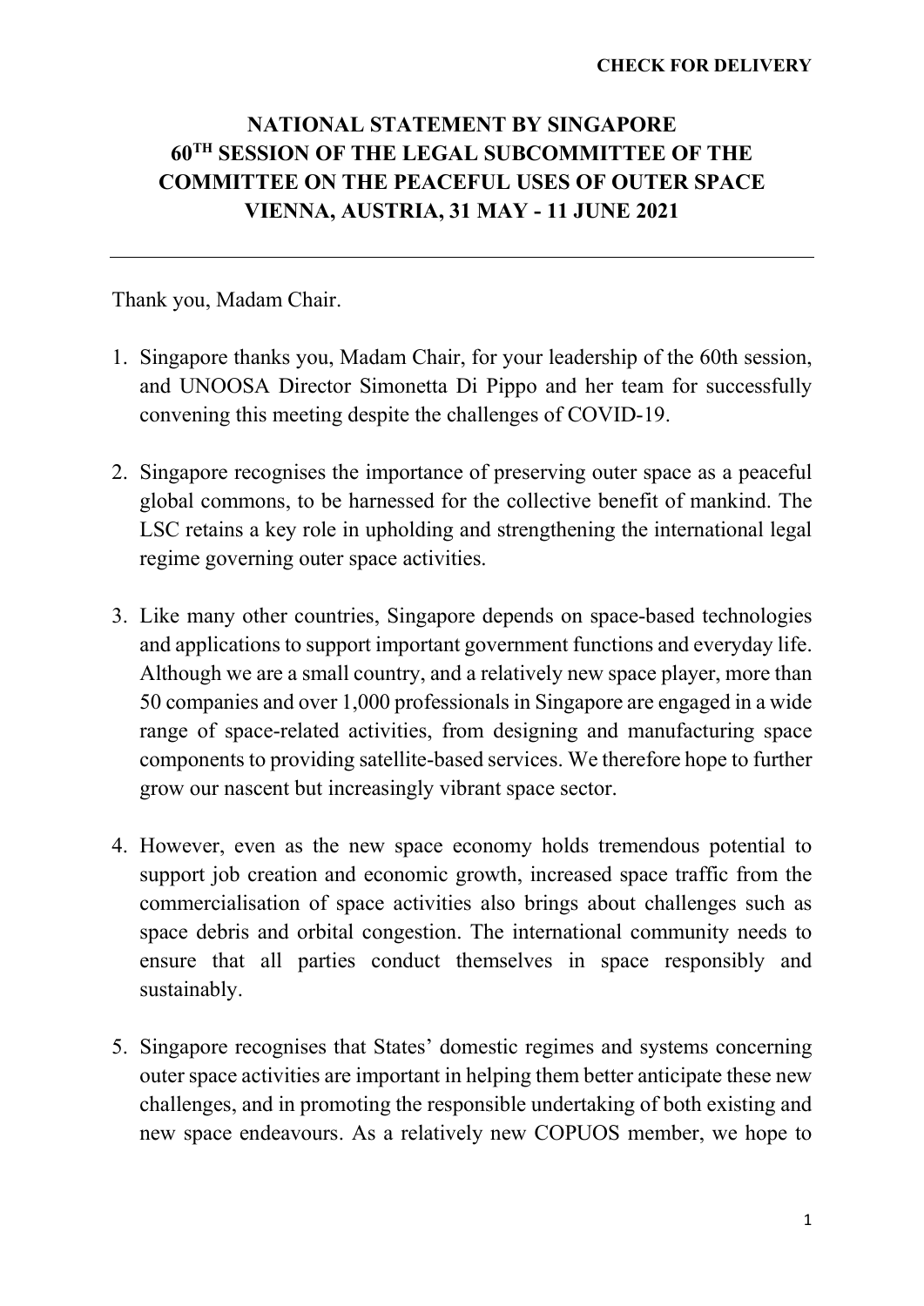**CHECK FOR DELIVERY**

# NATIONAL STATEMENT BY SINGAPORE 60TH SESSION OF THE LEGAL SUBCOMMITTEE OF THE COMMITTEE ON THE PEACEFUL USES OF OUTER SPACE VIENNA, AUSTRIA, 31 MAY - 11 JUNE 2021

---

Thank you, Madam Chair.

1. Singapore thanks you, Madam Chair, for your leadership of the 60th session, and UNOOSA Director Simonetta Di Pippo and her team for successfully convening this meeting despite the challenges of COVID-19.

2. Singapore recognises the importance of preserving outer space as a peaceful global commons, to be harnessed for the collective benefit of mankind. The LSC retains a key role in upholding and strengthening the international legal regime governing outer space activities.

3. Like many other countries, Singapore depends on space-based technologies and applications to support important government functions and everyday life. Although we are a small country, and a relatively new space player, more than 50 companies and over 1,000 professionals in Singapore are engaged in a wide range of space-related activities, from designing and manufacturing space components to providing satellite-based services. We therefore hope to further grow our nascent but increasingly vibrant space sector.

4. However, even as the new space economy holds tremendous potential to support job creation and economic growth, increased space traffic from the commercialisation of space activities also brings about challenges such as space debris and orbital congestion. The international community needs to ensure that all parties conduct themselves in space responsibly and sustainably.

5. Singapore recognises that States' domestic regimes and systems concerning outer space activities are important in helping them better anticipate these new challenges, and in promoting the responsible undertaking of both existing and new space endeavours. As a relatively new COPUOS member, we hope to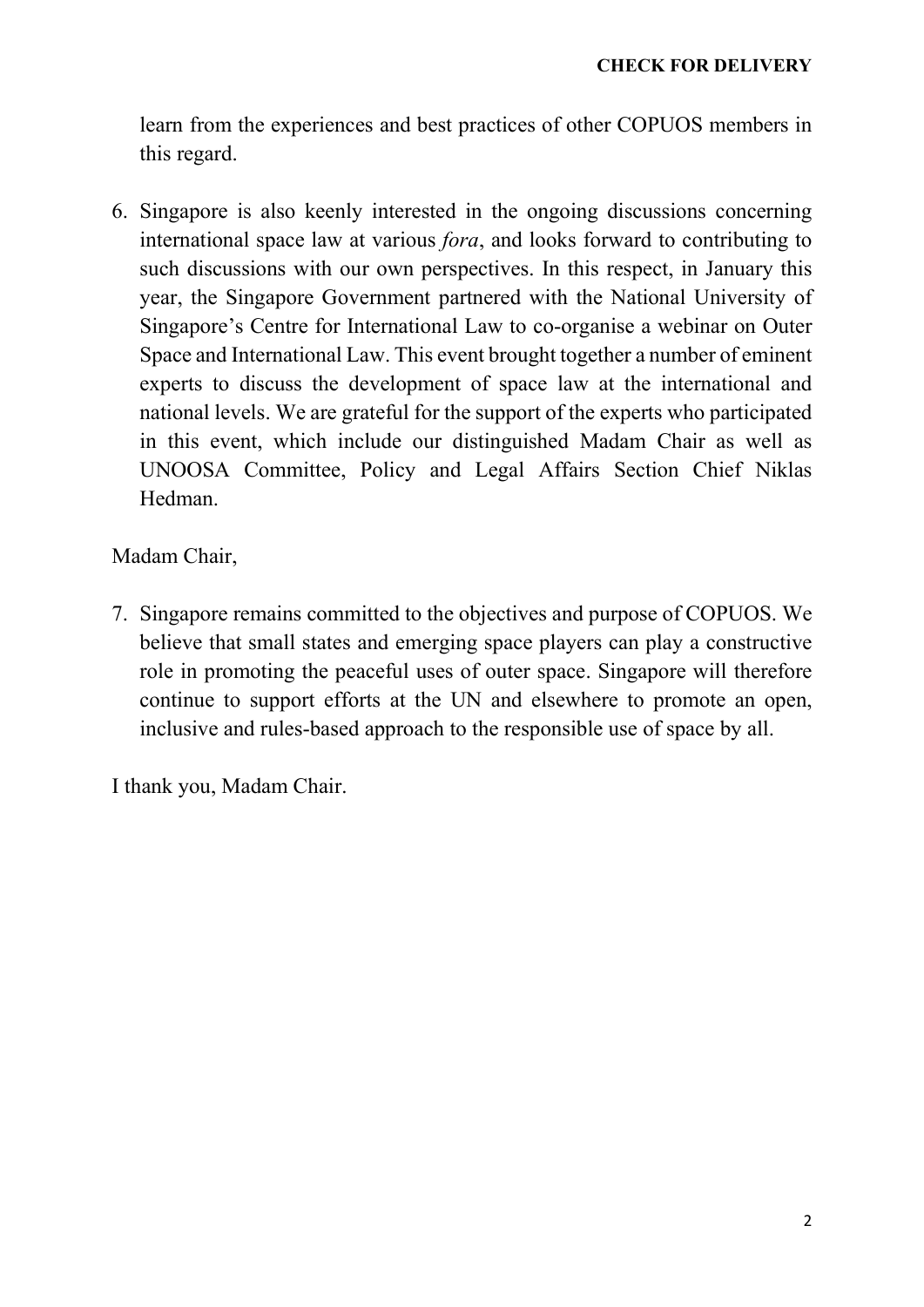learn from the experiences and best practices of other COPUOS members in this regard.

6. Singapore is also keenly interested in the ongoing discussions concerning international space law at various *fora*, and looks forward to contributing to such discussions with our own perspectives. In this respect, in January this year, the Singapore Government partnered with the National University of Singapore's Centre for International Law to co-organise a webinar on Outer Space and International Law. This event brought together a number of eminent experts to discuss the development of space law at the international and national levels. We are grateful for the support of the experts who participated in this event, which include our distinguished Madam Chair as well as UNOOSA Committee, Policy and Legal Affairs Section Chief Niklas Hedman.

Madam Chair,

7. Singapore remains committed to the objectives and purpose of COPUOS. We believe that small states and emerging space players can play a constructive role in promoting the peaceful uses of outer space. Singapore will therefore continue to support efforts at the UN and elsewhere to promote an open, inclusive and rules-based approach to the responsible use of space by all.

I thank you, Madam Chair.